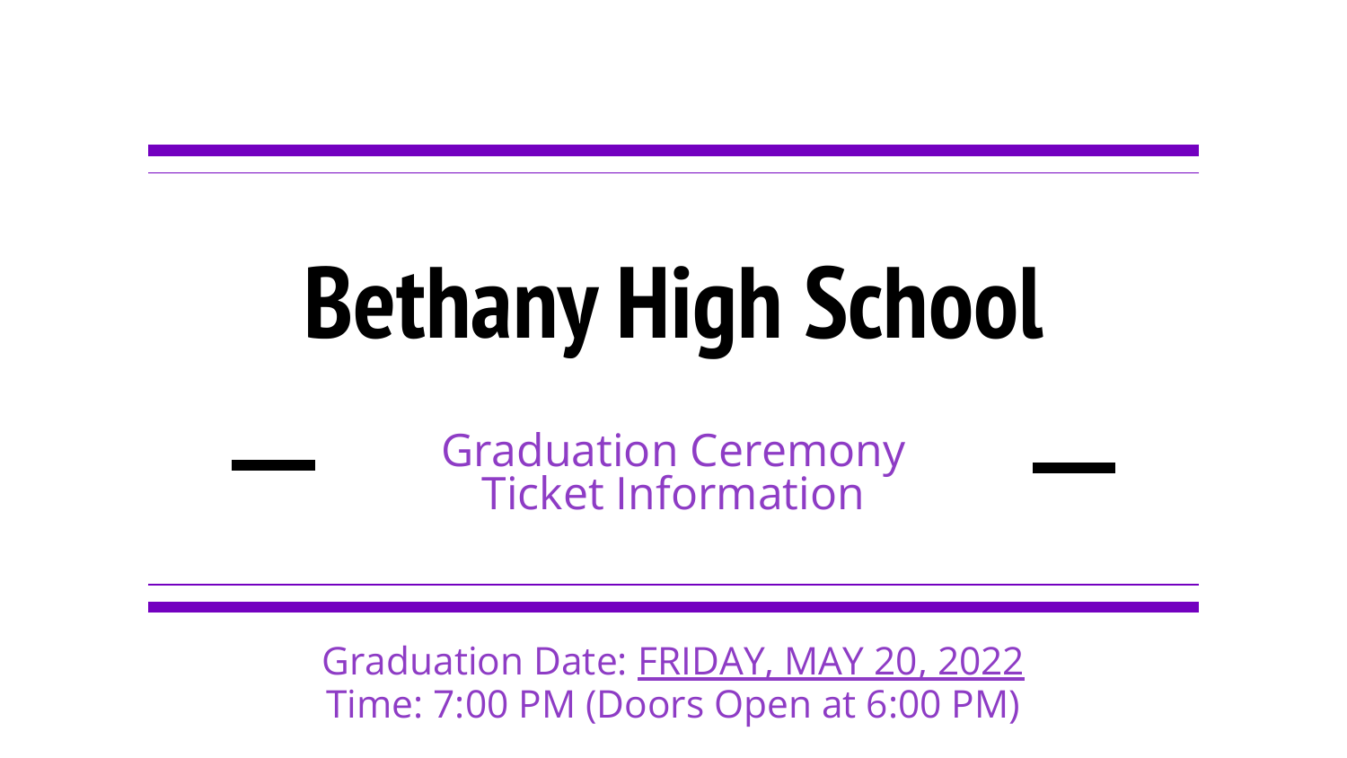# Bethany High School

## Graduation Ceremony Ticket Information

Graduation Date: FRIDAY, MAY 20, 2022
Time: 7:00 PM (Doors Open at 6:00 PM)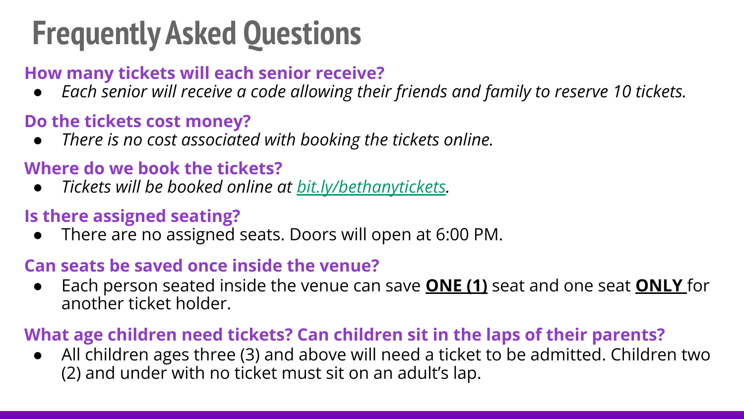# Frequently Asked Questions

**How many tickets will each senior receive?**

- *Each senior will receive a code allowing their friends and family to reserve 10 tickets.*

**Do the tickets cost money?**

- *There is no cost associated with booking the tickets online.*

**Where do we book the tickets?**

- *Tickets will be booked online at [bit.ly/bethanytickets](bit.ly/bethanytickets).*

**Is there assigned seating?**

- There are no assigned seats. Doors will open at 6:00 PM.

**Can seats be saved once inside the venue?**

- Each person seated inside the venue can save **ONE (1)** seat and one seat **ONLY** for another ticket holder.

**What age children need tickets? Can children sit in the laps of their parents?**

- All children ages three (3) and above will need a ticket to be admitted. Children two (2) and under with no ticket must sit on an adult's lap.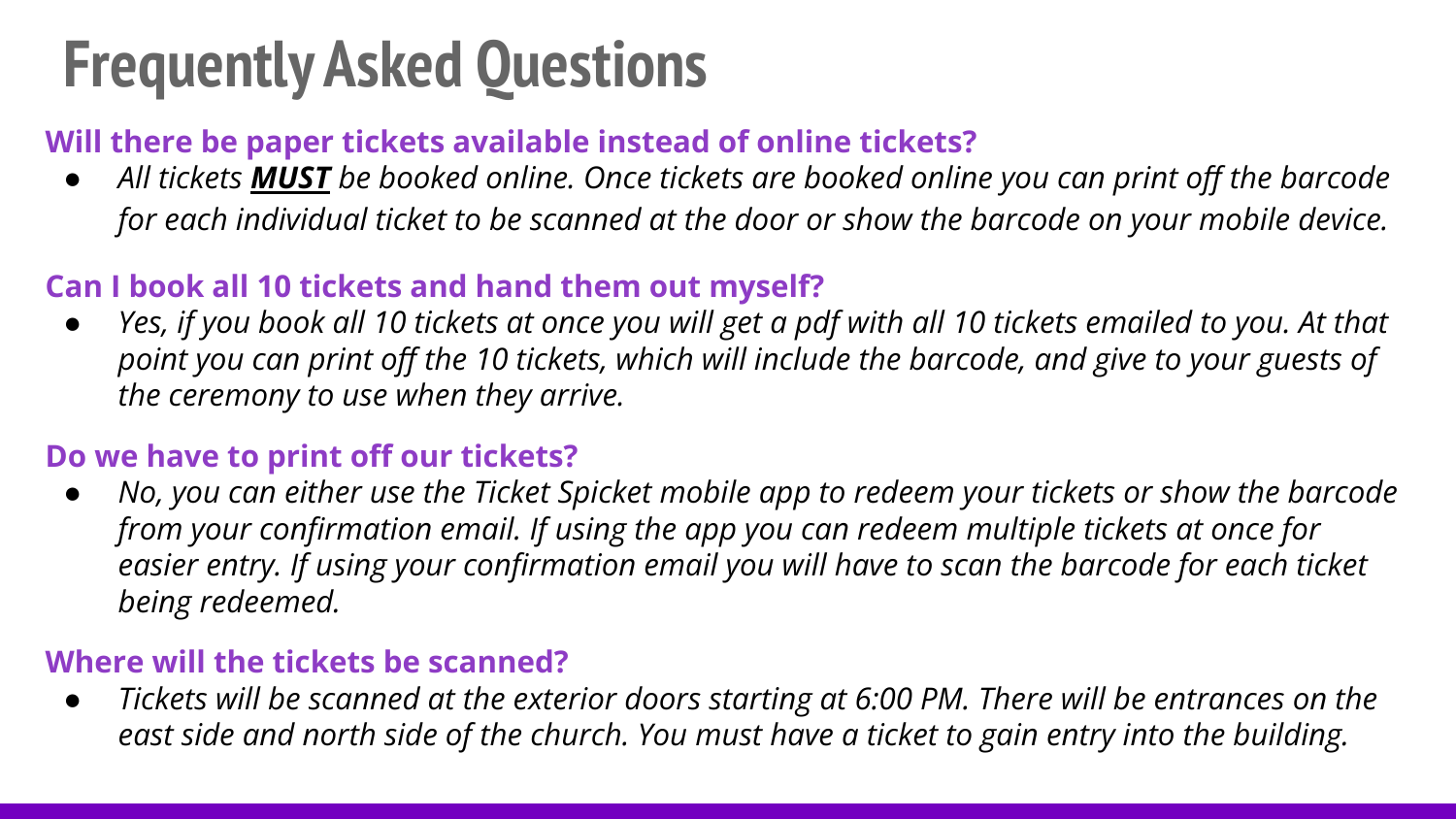# Frequently Asked Questions

**Will there be paper tickets available instead of online tickets?**

- *All tickets* ***MUST*** *be booked online. Once tickets are booked online you can print off the barcode for each individual ticket to be scanned at the door or show the barcode on your mobile device.*

**Can I book all 10 tickets and hand them out myself?**

- *Yes, if you book all 10 tickets at once you will get a pdf with all 10 tickets emailed to you. At that point you can print off the 10 tickets, which will include the barcode, and give to your guests of the ceremony to use when they arrive.*

**Do we have to print off our tickets?**

- *No, you can either use the Ticket Spicket mobile app to redeem your tickets or show the barcode from your confirmation email. If using the app you can redeem multiple tickets at once for easier entry. If using your confirmation email you will have to scan the barcode for each ticket being redeemed.*

**Where will the tickets be scanned?**

- *Tickets will be scanned at the exterior doors starting at 6:00 PM. There will be entrances on the east side and north side of the church. You must have a ticket to gain entry into the building.*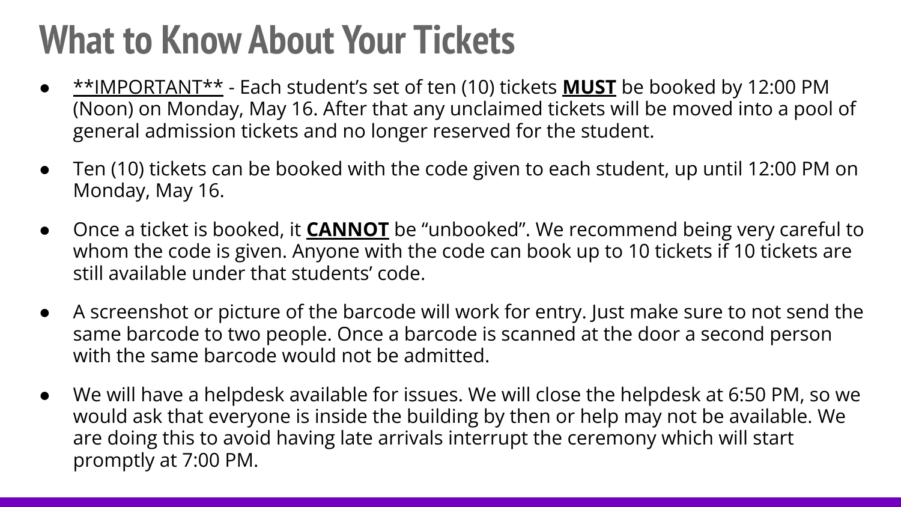# What to Know About Your Tickets

- <u>**IMPORTANT**</u> - Each student's set of ten (10) tickets <u>**MUST**</u> be booked by 12:00 PM (Noon) on Monday, May 16. After that any unclaimed tickets will be moved into a pool of general admission tickets and no longer reserved for the student.
- Ten (10) tickets can be booked with the code given to each student, up until 12:00 PM on Monday, May 16.
- Once a ticket is booked, it <u>**CANNOT**</u> be "unbooked". We recommend being very careful to whom the code is given. Anyone with the code can book up to 10 tickets if 10 tickets are still available under that students' code.
- A screenshot or picture of the barcode will work for entry. Just make sure to not send the same barcode to two people. Once a barcode is scanned at the door a second person with the same barcode would not be admitted.
- We will have a helpdesk available for issues. We will close the helpdesk at 6:50 PM, so we would ask that everyone is inside the building by then or help may not be available. We are doing this to avoid having late arrivals interrupt the ceremony which will start promptly at 7:00 PM.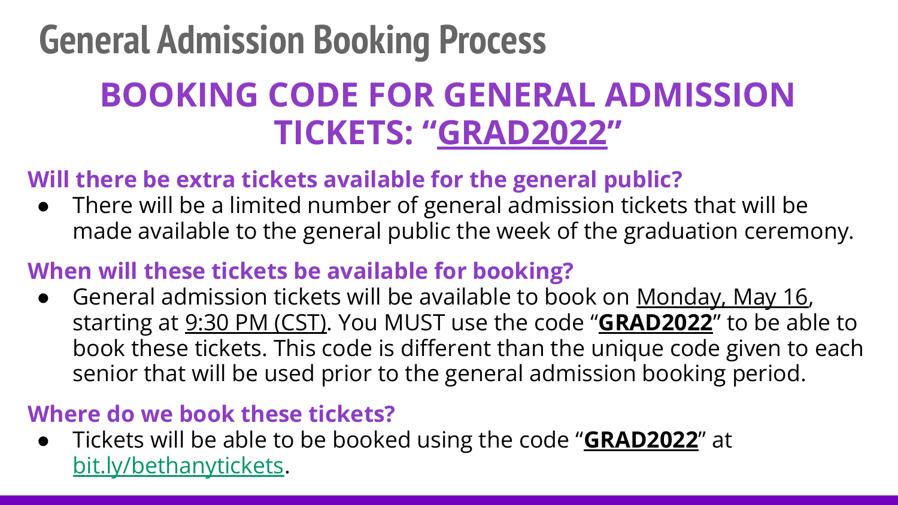# General Admission Booking Process

## BOOKING CODE FOR GENERAL ADMISSION TICKETS: "GRAD2022"

### Will there be extra tickets available for the general public?

- There will be a limited number of general admission tickets that will be made available to the general public the week of the graduation ceremony.

### When will these tickets be available for booking?

- General admission tickets will be available to book on Monday, May 16, starting at 9:30 PM (CST). You MUST use the code "**GRAD2022**" to be able to book these tickets. This code is different than the unique code given to each senior that will be used prior to the general admission booking period.

### Where do we book these tickets?

- Tickets will be able to be booked using the code "**GRAD2022**" at bit.ly/bethanytickets.